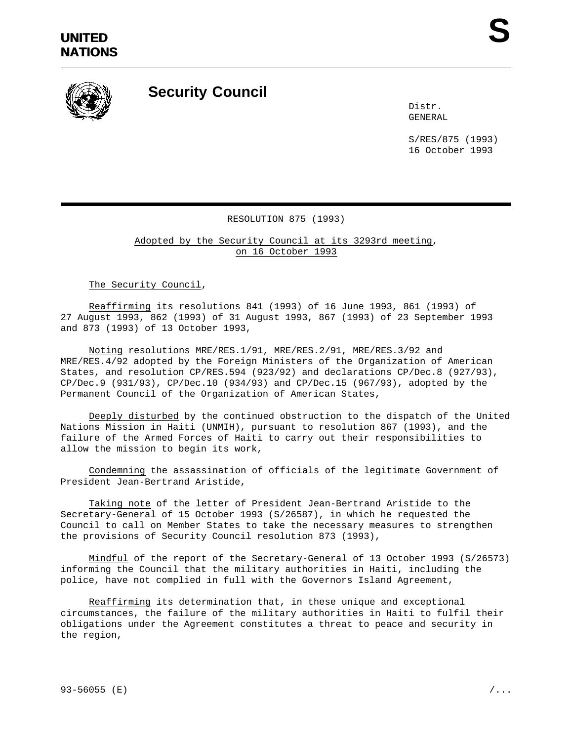**UNITED NATIONS**

**S**

# Security Council

Distr.
GENERAL

S/RES/875 (1993)
16 October 1993

RESOLUTION 875 (1993)

Adopted by the Security Council at its 3293rd meeting, on 16 October 1993

The Security Council,

Reaffirming its resolutions 841 (1993) of 16 June 1993, 861 (1993) of 27 August 1993, 862 (1993) of 31 August 1993, 867 (1993) of 23 September 1993 and 873 (1993) of 13 October 1993,

Noting resolutions MRE/RES.1/91, MRE/RES.2/91, MRE/RES.3/92 and MRE/RES.4/92 adopted by the Foreign Ministers of the Organization of American States, and resolution CP/RES.594 (923/92) and declarations CP/Dec.8 (927/93), CP/Dec.9 (931/93), CP/Dec.10 (934/93) and CP/Dec.15 (967/93), adopted by the Permanent Council of the Organization of American States,

Deeply disturbed by the continued obstruction to the dispatch of the United Nations Mission in Haiti (UNMIH), pursuant to resolution 867 (1993), and the failure of the Armed Forces of Haiti to carry out their responsibilities to allow the mission to begin its work,

Condemning the assassination of officials of the legitimate Government of President Jean-Bertrand Aristide,

Taking note of the letter of President Jean-Bertrand Aristide to the Secretary-General of 15 October 1993 (S/26587), in which he requested the Council to call on Member States to take the necessary measures to strengthen the provisions of Security Council resolution 873 (1993),

Mindful of the report of the Secretary-General of 13 October 1993 (S/26573) informing the Council that the military authorities in Haiti, including the police, have not complied in full with the Governors Island Agreement,

Reaffirming its determination that, in these unique and exceptional circumstances, the failure of the military authorities in Haiti to fulfil their obligations under the Agreement constitutes a threat to peace and security in the region,

93-56055 (E)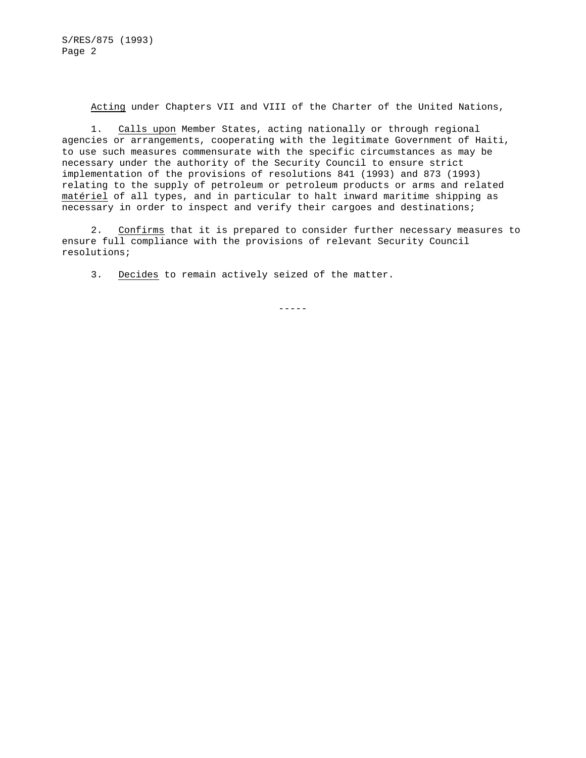_Acting_ under Chapters VII and VIII of the Charter of the United Nations,

1. _Calls upon_ Member States, acting nationally or through regional agencies or arrangements, cooperating with the legitimate Government of Haiti, to use such measures commensurate with the specific circumstances as may be necessary under the authority of the Security Council to ensure strict implementation of the provisions of resolutions 841 (1993) and 873 (1993) relating to the supply of petroleum or petroleum products or arms and related _matériel_ of all types, and in particular to halt inward maritime shipping as necessary in order to inspect and verify their cargoes and destinations;

2. _Confirms_ that it is prepared to consider further necessary measures to ensure full compliance with the provisions of relevant Security Council resolutions;

3. _Decides_ to remain actively seized of the matter.

-----